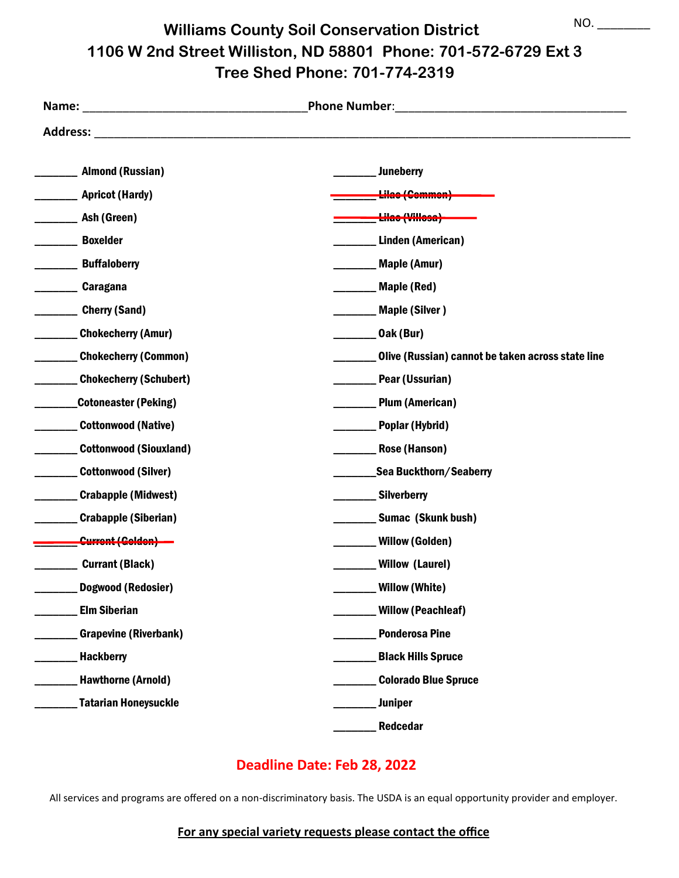NO. ________

# Williams County Soil Conservation District

## 1106 W 2nd Street Williston, ND 58801  Phone: 701-572-6729 Ext 3

## Tree Shed Phone: 701-774-2319

**Name:** ________________________________ **Phone Number**: ________________________________

**Address:** ________________________________________________________________________

_______ Almond (Russian)

_______ Apricot (Hardy)

_______ Ash (Green)

_______ Boxelder

_______ Buffaloberry

_______ Caragana

_______ Cherry (Sand)

_______ Chokecherry (Amur)

_______ Chokecherry (Common)

_______ Chokecherry (Schubert)

_______ Cotoneaster (Peking)

_______ Cottonwood (Native)

_______ Cottonwood (Siouxland)

_______ Cottonwood (Silver)

_______ Crabapple (Midwest)

_______ Crabapple (Siberian)

~~_______ Current (Golden)~~

_______ Currant (Black)

_______ Dogwood (Redosier)

_______ Elm Siberian

_______ Grapevine (Riverbank)

_______ Hackberry

_______ Hawthorne (Arnold)

_______ Tatarian Honeysuckle

_______ Juneberry

~~_______ Lilac (Common)~~

~~_______ Lilac (Villosa)~~

_______ Linden (American)

_______ Maple (Amur)

_______ Maple (Red)

_______ Maple (Silver )

_______ Oak (Bur)

_______ Olive (Russian) cannot be taken across state line

_______ Pear (Ussurian)

_______ Plum (American)

_______ Poplar (Hybrid)

_______ Rose (Hanson)

_______ Sea Buckthorn/Seaberry

_______ Silverberry

_______ Sumac (Skunk bush)

_______ Willow (Golden)

_______ Willow (Laurel)

_______ Willow (White)

_______ Willow (Peachleaf)

_______ Ponderosa Pine

_______ Black Hills Spruce

_______ Colorado Blue Spruce

_______ Juniper

_______ Redcedar

**Deadline Date: Feb 28, 2022**

All services and programs are offered on a non-discriminatory basis. The USDA is an equal opportunity provider and employer.

**For any special variety requests please contact the office**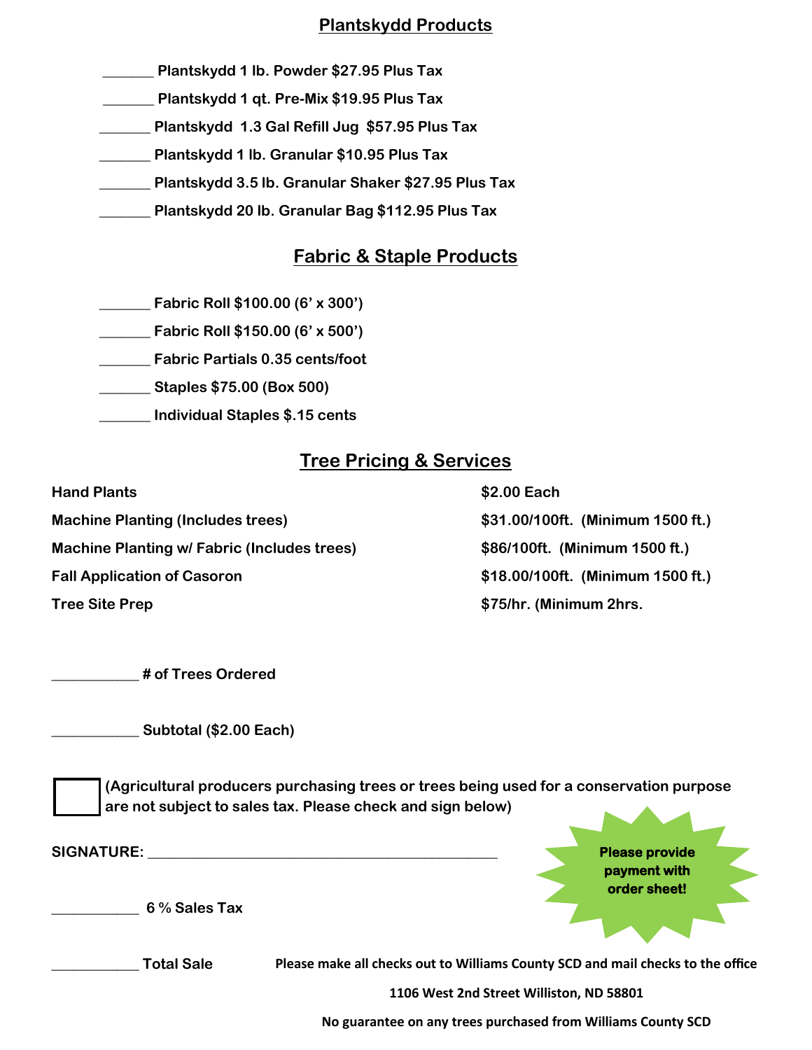## Plantskydd Products

_______ Plantskydd 1 lb. Powder $27.95 Plus Tax

_______ Plantskydd 1 qt. Pre-Mix $19.95 Plus Tax

_______ Plantskydd 1.3 Gal Refill Jug $57.95 Plus Tax

_______ Plantskydd 1 lb. Granular $10.95 Plus Tax

_______ Plantskydd 3.5 lb. Granular Shaker $27.95 Plus Tax

_______ Plantskydd 20 lb. Granular Bag $112.95 Plus Tax

## Fabric & Staple Products

_______ Fabric Roll $100.00 (6' x 300')

_______ Fabric Roll $150.00 (6' x 500')

_______ Fabric Partials 0.35 cents/foot

_______ Staples $75.00 (Box 500)

_______ Individual Staples $.15 cents

## Tree Pricing & Services

| | |
|---|---|
| Hand Plants | $2.00 Each |
| Machine Planting (Includes trees) | $31.00/100ft. (Minimum 1500 ft.) |
| Machine Planting w/ Fabric (Includes trees) | $86/100ft. (Minimum 1500 ft.) |
| Fall Application of Casoron | $18.00/100ft. (Minimum 1500 ft.) |
| Tree Site Prep | $75/hr. (Minimum 2hrs. |

___________ # of Trees Ordered

___________ Subtotal ($2.00 Each)

☐ (Agricultural producers purchasing trees or trees being used for a conservation purpose are not subject to sales tax. Please check and sign below)

SIGNATURE: ______________________________________________

Please provide payment with order sheet!

___________ 6 % Sales Tax

___________ Total Sale

Please make all checks out to Williams County SCD and mail checks to the office

1106 West 2nd Street Williston, ND 58801

No guarantee on any trees purchased from Williams County SCD